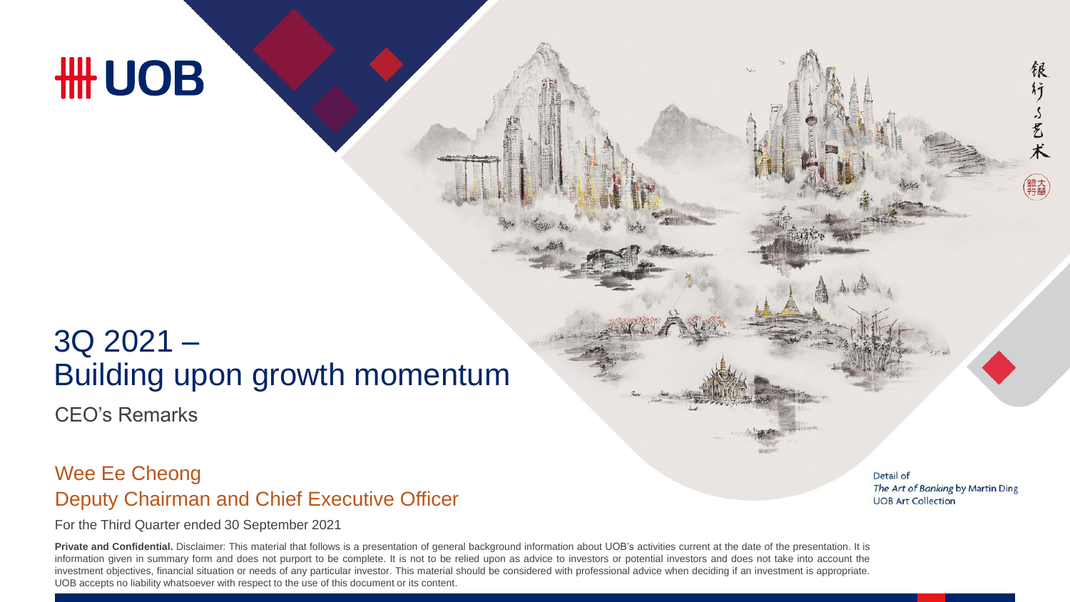# UOB

# 3Q 2021 – Building upon growth momentum

## CEO's Remarks

### Wee Ee Cheong
### Deputy Chairman and Chief Executive Officer

For the Third Quarter ended 30 September 2021

Detail of
*The Art of Banking* by Martin Ding
UOB Art Collection

银行与艺术

**Private and Confidential.** Disclaimer: This material that follows is a presentation of general background information about UOB's activities current at the date of the presentation. It is information given in summary form and does not purport to be complete. It is not to be relied upon as advice to investors or potential investors and does not take into account the investment objectives, financial situation or needs of any particular investor. This material should be considered with professional advice when deciding if an investment is appropriate. UOB accepts no liability whatsoever with respect to the use of this document or its content.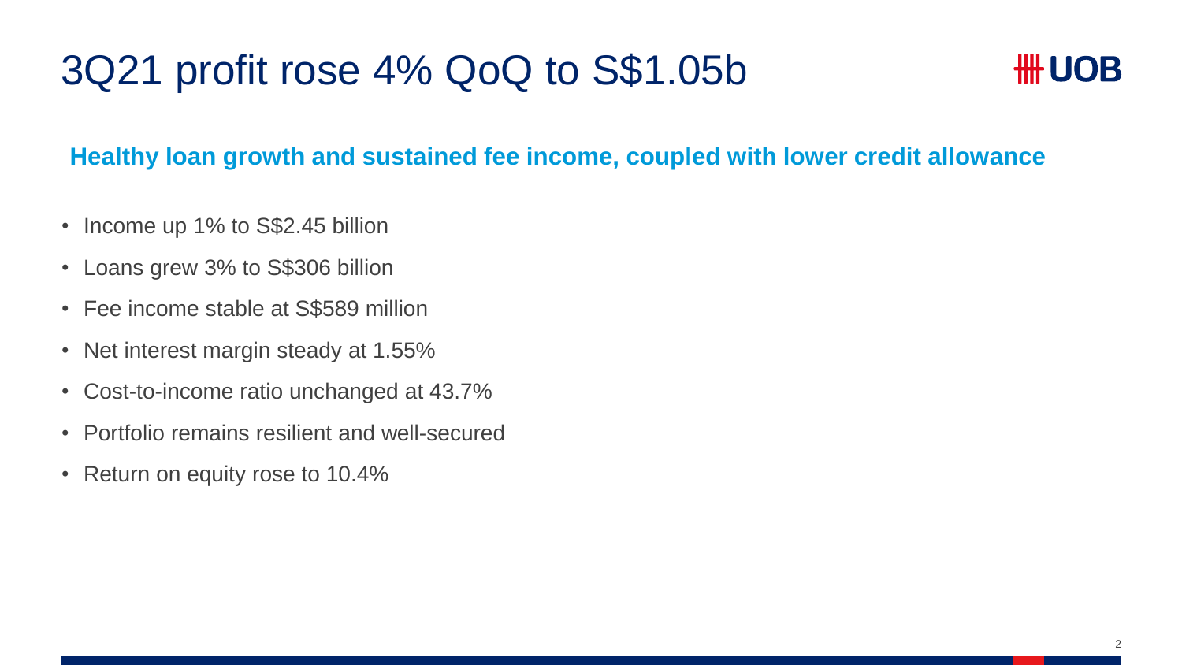# 3Q21 profit rose 4% QoQ to S$1.05b

**Healthy loan growth and sustained fee income, coupled with lower credit allowance**

- Income up 1% to S$2.45 billion
- Loans grew 3% to S$306 billion
- Fee income stable at S$589 million
- Net interest margin steady at 1.55%
- Cost-to-income ratio unchanged at 43.7%
- Portfolio remains resilient and well-secured
- Return on equity rose to 10.4%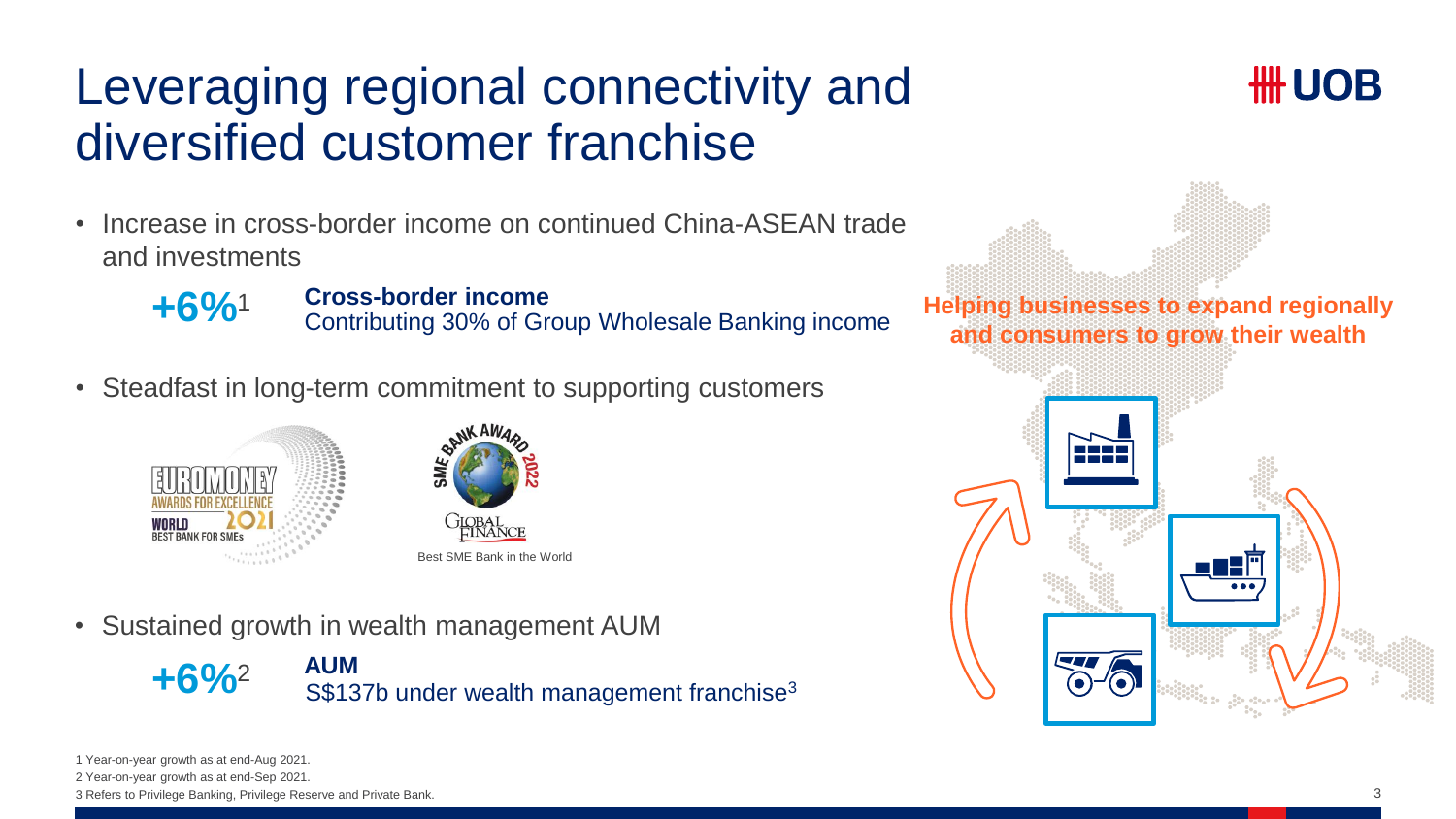# Leveraging regional connectivity and diversified customer franchise

- Increase in cross-border income on continued China-ASEAN trade and investments

  **+6%**[1] **Cross-border income**
  Contributing 30% of Group Wholesale Banking income

- Steadfast in long-term commitment to supporting customers

  EUROMONEY AWARDS FOR EXCELLENCE 2021 WORLD BEST BANK FOR SMEs

  SME BANK AWARD 2022 GLOBAL FINANCE
  Best SME Bank in the World

- Sustained growth in wealth management AUM

  **+6%**[2] **AUM**
  S$137b under wealth management franchise[3]

**Helping businesses to expand regionally and consumers to grow their wealth**

1 Year-on-year growth as at end-Aug 2021.
2 Year-on-year growth as at end-Sep 2021.
3 Refers to Privilege Banking, Privilege Reserve and Private Bank.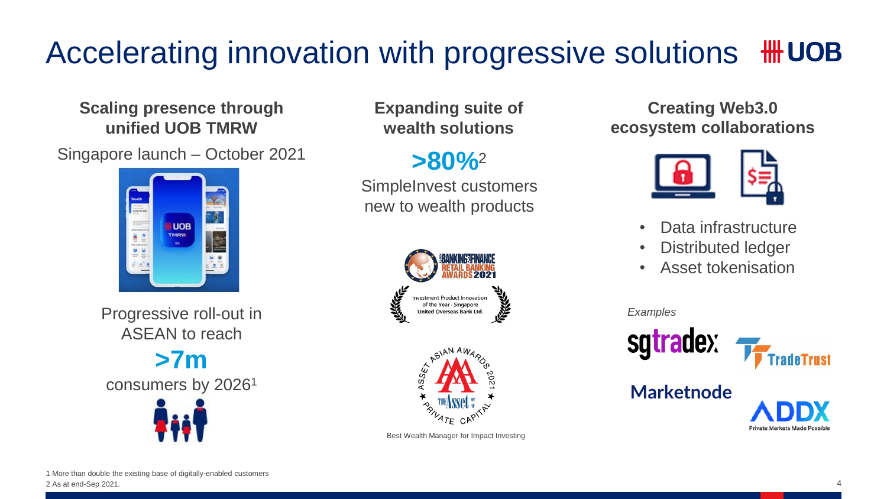# Accelerating innovation with progressive solutions

## Scaling presence through unified UOB TMRW

Singapore launch – October 2021

Progressive roll-out in ASEAN to reach

**>7m**

consumers by 2026[1]

## Expanding suite of wealth solutions

**>80%**[2]

SimpleInvest customers new to wealth products

Asian Banking & Finance Retail Banking Awards 2021 – Investment Product Innovation of the Year - Singapore, United Overseas Bank Ltd.

Asset Asian Awards 2021 – Private Capital

Best Wealth Manager for Impact Investing

## Creating Web3.0 ecosystem collaborations

- Data infrastructure
- Distributed ledger
- Asset tokenisation

*Examples*

sgtradex, TradeTrust, Marketnode, ADDX (Private Markets Made Possible)

1 More than double the existing base of digitally-enabled customers
2 As at end-Sep 2021.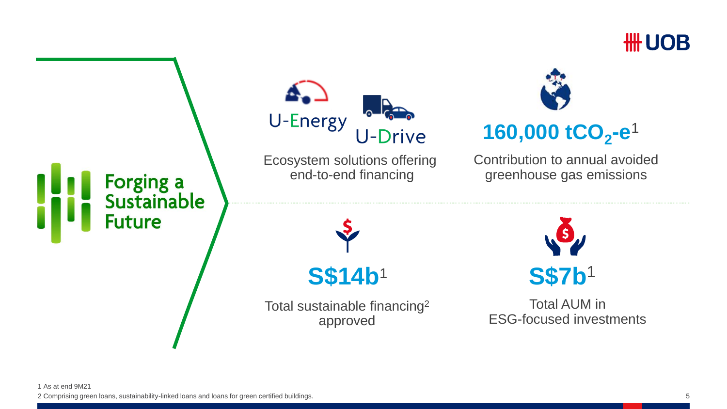# Forging a Sustainable Future

**U-Energy** **U-Drive**

Ecosystem solutions offering end-to-end financing

**160,000 $tCO_2$-e**[1]

Contribution to annual avoided greenhouse gas emissions

**S$14b**[1]

Total sustainable financing[2] approved

**S$7b**[1]

Total AUM in ESG-focused investments

1 As at end 9M21

2 Comprising green loans, sustainability-linked loans and loans for green certified buildings.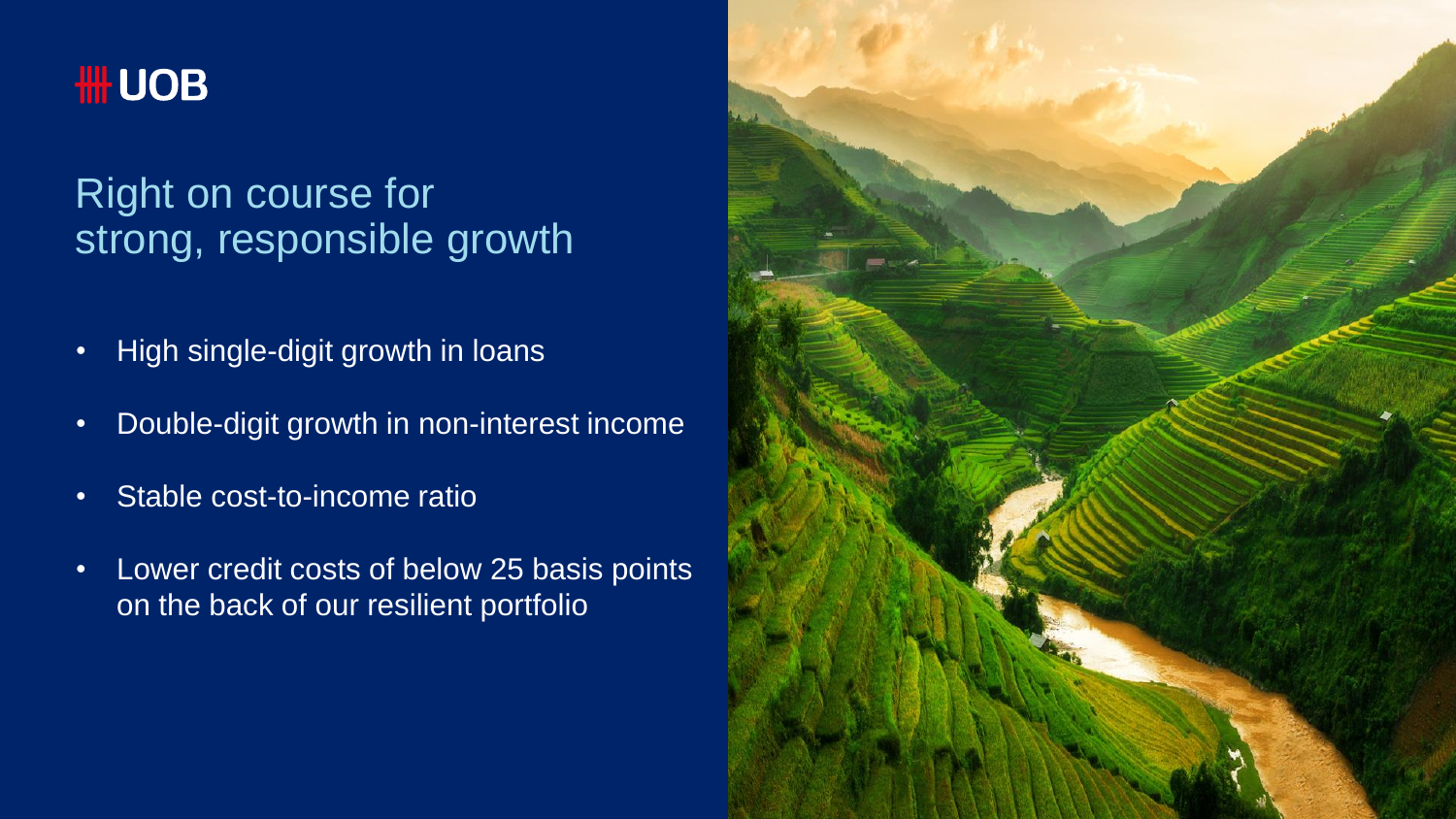UOB

# Right on course for strong, responsible growth

- High single-digit growth in loans
- Double-digit growth in non-interest income
- Stable cost-to-income ratio
- Lower credit costs of below 25 basis points on the back of our resilient portfolio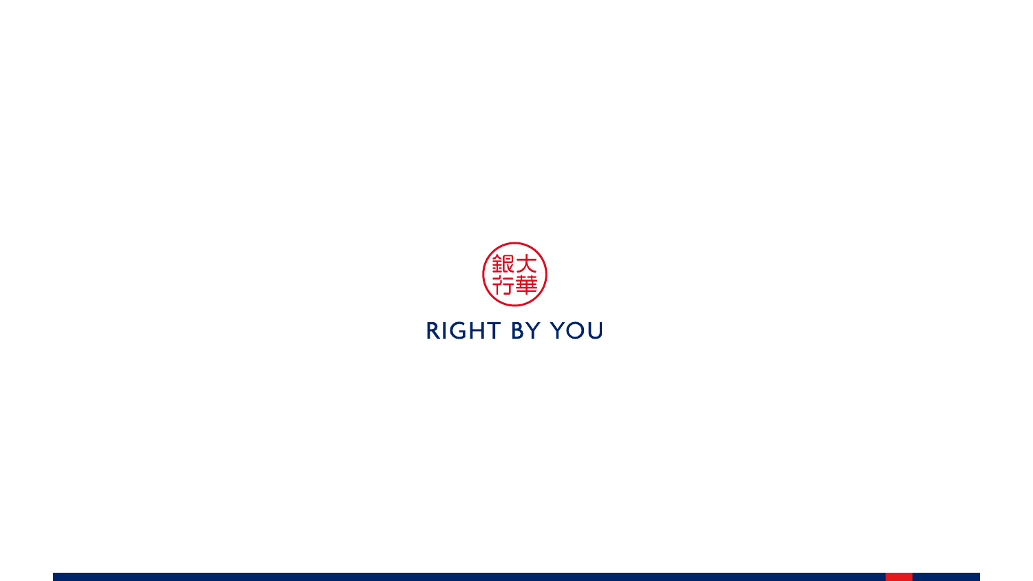大華銀行

RIGHT BY YOU